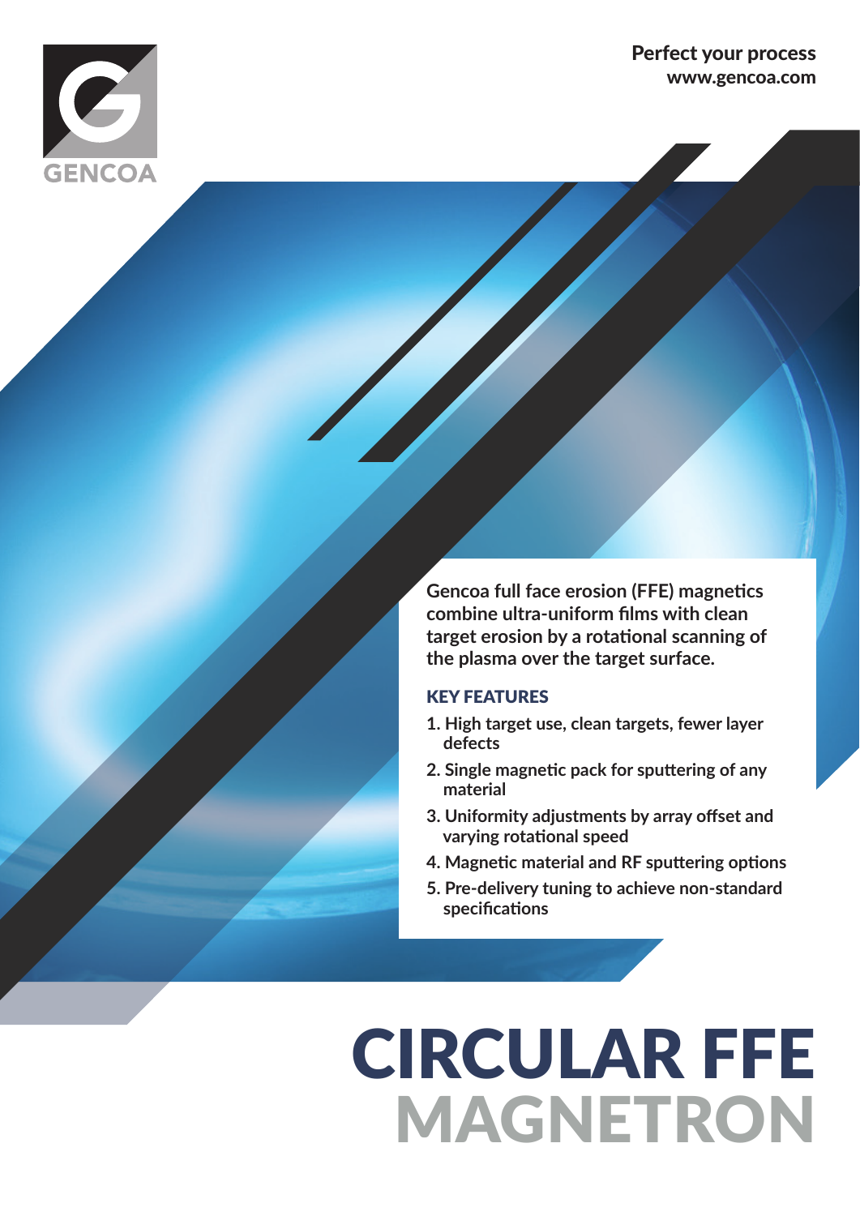GENCOA

**Perfect your process**
**www.gencoa.com**

**Gencoa full face erosion (FFE) magnetics combine ultra-uniform films with clean target erosion by a rotational scanning of the plasma over the target surface.**

## KEY FEATURES

1. High target use, clean targets, fewer layer defects
2. Single magnetic pack for sputtering of any material
3. Uniformity adjustments by array offset and varying rotational speed
4. Magnetic material and RF sputtering options
5. Pre-delivery tuning to achieve non-standard specifications

# CIRCULAR FFE MAGNETRON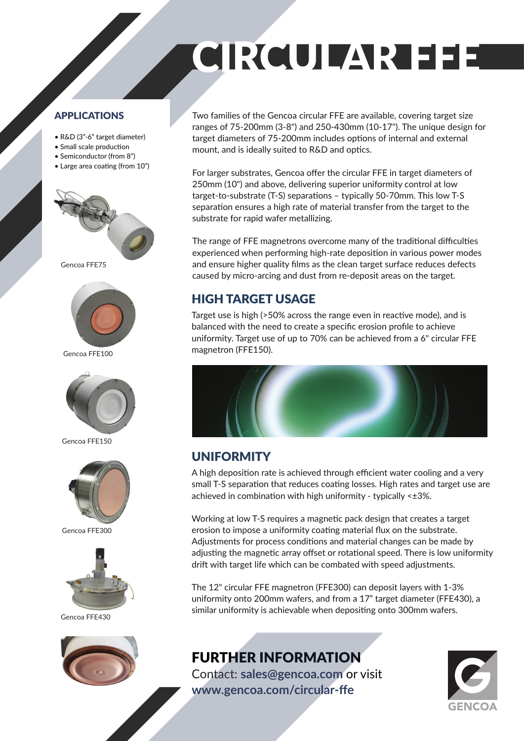# CIRCULAR FFE

## APPLICATIONS

- R&D (3"-6" target diameter)
- Small scale production
- Semiconductor (from 8")
- Large area coating (from 10")

Gencoa FFE75

Gencoa FFE100

Gencoa FFE150

Gencoa FFE300

Gencoa FFE430

Two families of the Gencoa circular FFE are available, covering target size ranges of 75-200mm (3-8") and 250-430mm (10-17"). The unique design for target diameters of 75-200mm includes options of internal and external mount, and is ideally suited to R&D and optics.

For larger substrates, Gencoa offer the circular FFE in target diameters of 250mm (10") and above, delivering superior uniformity control at low target-to-substrate (T-S) separations – typically 50-70mm. This low T-S separation ensures a high rate of material transfer from the target to the substrate for rapid wafer metallizing.

The range of FFE magnetrons overcome many of the traditional difficulties experienced when performing high-rate deposition in various power modes and ensure higher quality films as the clean target surface reduces defects caused by micro-arcing and dust from re-deposit areas on the target.

## HIGH TARGET USAGE

Target use is high (>50% across the range even in reactive mode), and is balanced with the need to create a specific erosion profile to achieve uniformity. Target use of up to 70% can be achieved from a 6" circular FFE magnetron (FFE150).

## UNIFORMITY

A high deposition rate is achieved through efficient water cooling and a very small T-S separation that reduces coating losses. High rates and target use are achieved in combination with high uniformity - typically <±3%.

Working at low T-S requires a magnetic pack design that creates a target erosion to impose a uniformity coating material flux on the substrate. Adjustments for process conditions and material changes can be made by adjusting the magnetic array offset or rotational speed. There is low uniformity drift with target life which can be combated with speed adjustments.

The 12" circular FFE magnetron (FFE300) can deposit layers with 1-3% uniformity onto 200mm wafers, and from a 17" target diameter (FFE430), a similar uniformity is achievable when depositing onto 300mm wafers.

## FURTHER INFORMATION

Contact: **sales@gencoa.com** or visit **www.gencoa.com/circular-ffe**

GENCOA